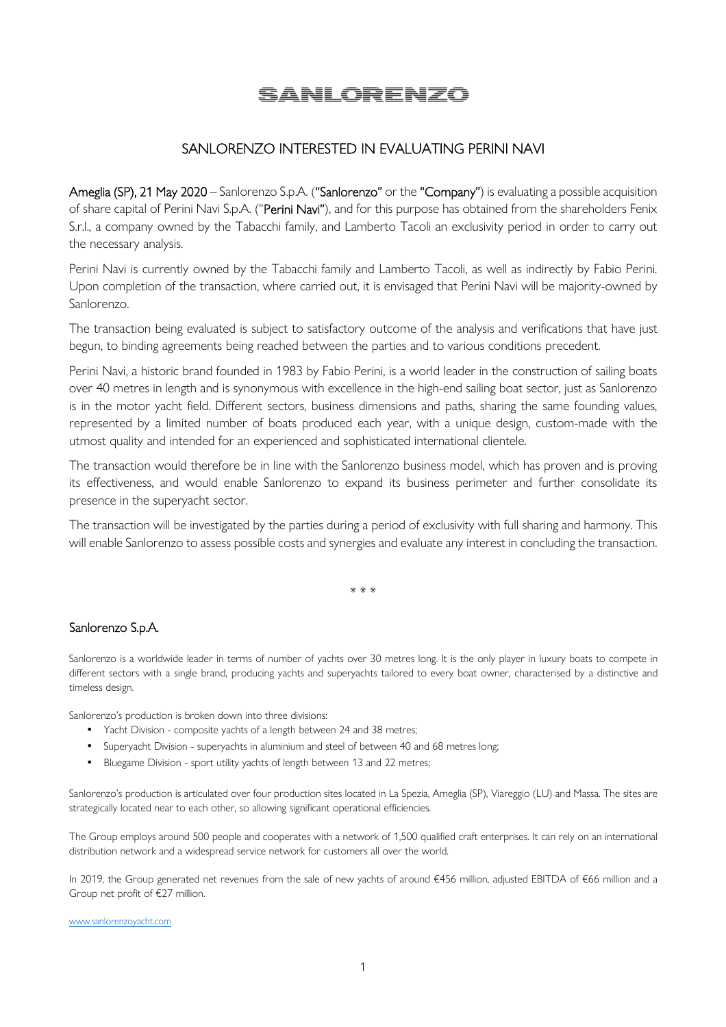# SANLORENZO

## SANLORENZO INTERESTED IN EVALUATING PERINI NAVI

**Ameglia (SP), 21 May 2020** – Sanlorenzo S.p.A. (**"Sanlorenzo"** or the **"Company"**) is evaluating a possible acquisition of share capital of Perini Navi S.p.A. ("**Perini Navi**"), and for this purpose has obtained from the shareholders Fenix S.r.l., a company owned by the Tabacchi family, and Lamberto Tacoli an exclusivity period in order to carry out the necessary analysis.

Perini Navi is currently owned by the Tabacchi family and Lamberto Tacoli, as well as indirectly by Fabio Perini. Upon completion of the transaction, where carried out, it is envisaged that Perini Navi will be majority-owned by Sanlorenzo.

The transaction being evaluated is subject to satisfactory outcome of the analysis and verifications that have just begun, to binding agreements being reached between the parties and to various conditions precedent.

Perini Navi, a historic brand founded in 1983 by Fabio Perini, is a world leader in the construction of sailing boats over 40 metres in length and is synonymous with excellence in the high-end sailing boat sector, just as Sanlorenzo is in the motor yacht field. Different sectors, business dimensions and paths, sharing the same founding values, represented by a limited number of boats produced each year, with a unique design, custom-made with the utmost quality and intended for an experienced and sophisticated international clientele.

The transaction would therefore be in line with the Sanlorenzo business model, which has proven and is proving its effectiveness, and would enable Sanlorenzo to expand its business perimeter and further consolidate its presence in the superyacht sector.

The transaction will be investigated by the parties during a period of exclusivity with full sharing and harmony. This will enable Sanlorenzo to assess possible costs and synergies and evaluate any interest in concluding the transaction.

\* \* \*

### Sanlorenzo S.p.A.

Sanlorenzo is a worldwide leader in terms of number of yachts over 30 metres long. It is the only player in luxury boats to compete in different sectors with a single brand, producing yachts and superyachts tailored to every boat owner, characterised by a distinctive and timeless design.

Sanlorenzo's production is broken down into three divisions:

- Yacht Division - composite yachts of a length between 24 and 38 metres;
- Superyacht Division - superyachts in aluminium and steel of between 40 and 68 metres long;
- Bluegame Division - sport utility yachts of length between 13 and 22 metres;

Sanlorenzo's production is articulated over four production sites located in La Spezia, Ameglia (SP), Viareggio (LU) and Massa. The sites are strategically located near to each other, so allowing significant operational efficiencies.

The Group employs around 500 people and cooperates with a network of 1,500 qualified craft enterprises. It can rely on an international distribution network and a widespread service network for customers all over the world.

In 2019, the Group generated net revenues from the sale of new yachts of around €456 million, adjusted EBITDA of €66 million and a Group net profit of €27 million.

www.sanlorenzoyacht.com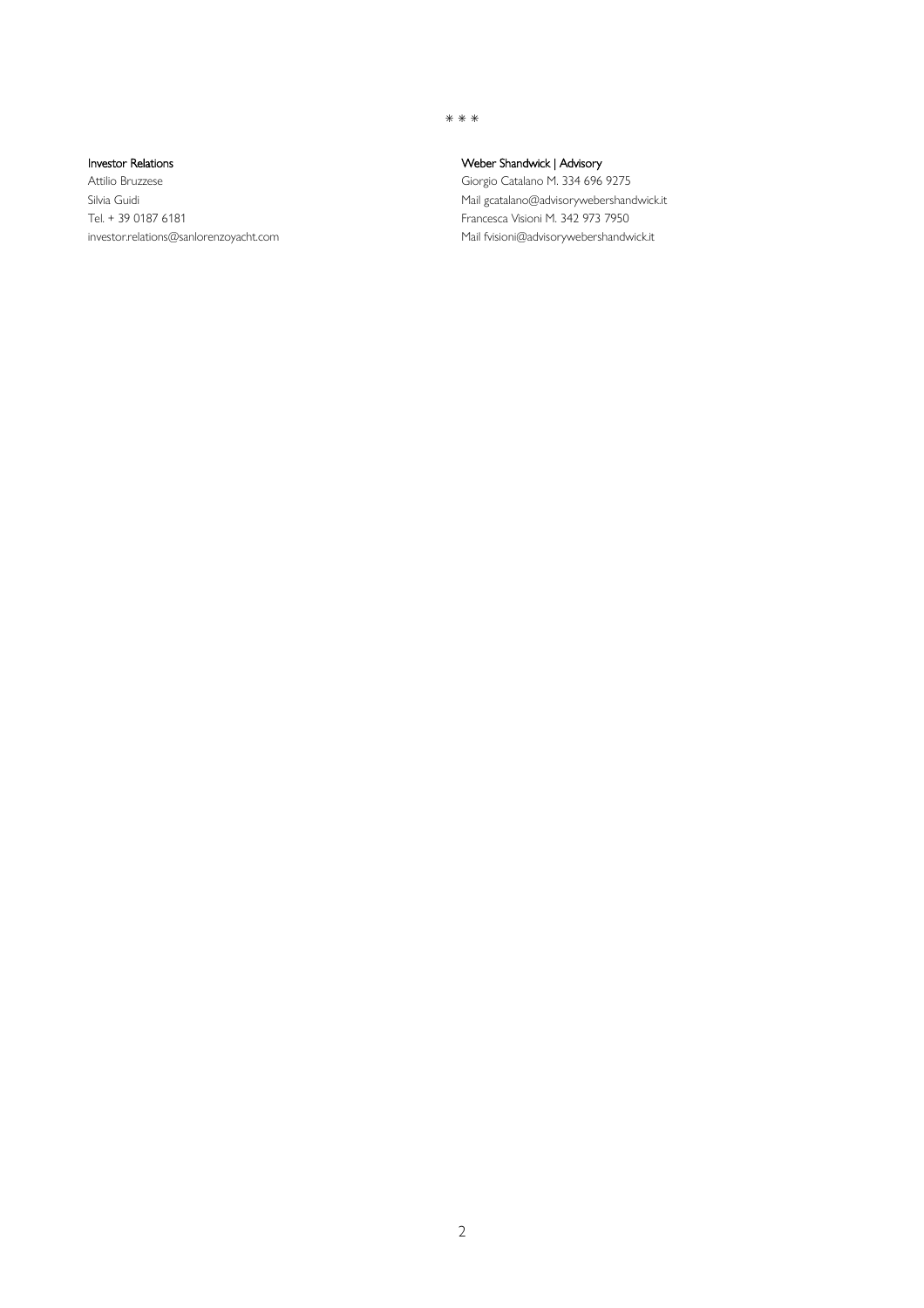\* \* \*

**Investor Relations**
Attilio Bruzzese
Silvia Guidi
Tel. + 39 0187 6181
investor.relations@sanlorenzoyacht.com

**Weber Shandwick | Advisory**
Giorgio Catalano M. 334 696 9275
Mail gcatalano@advisorywebershandwick.it
Francesca Visioni M. 342 973 7950
Mail fvisioni@advisorywebershandwick.it